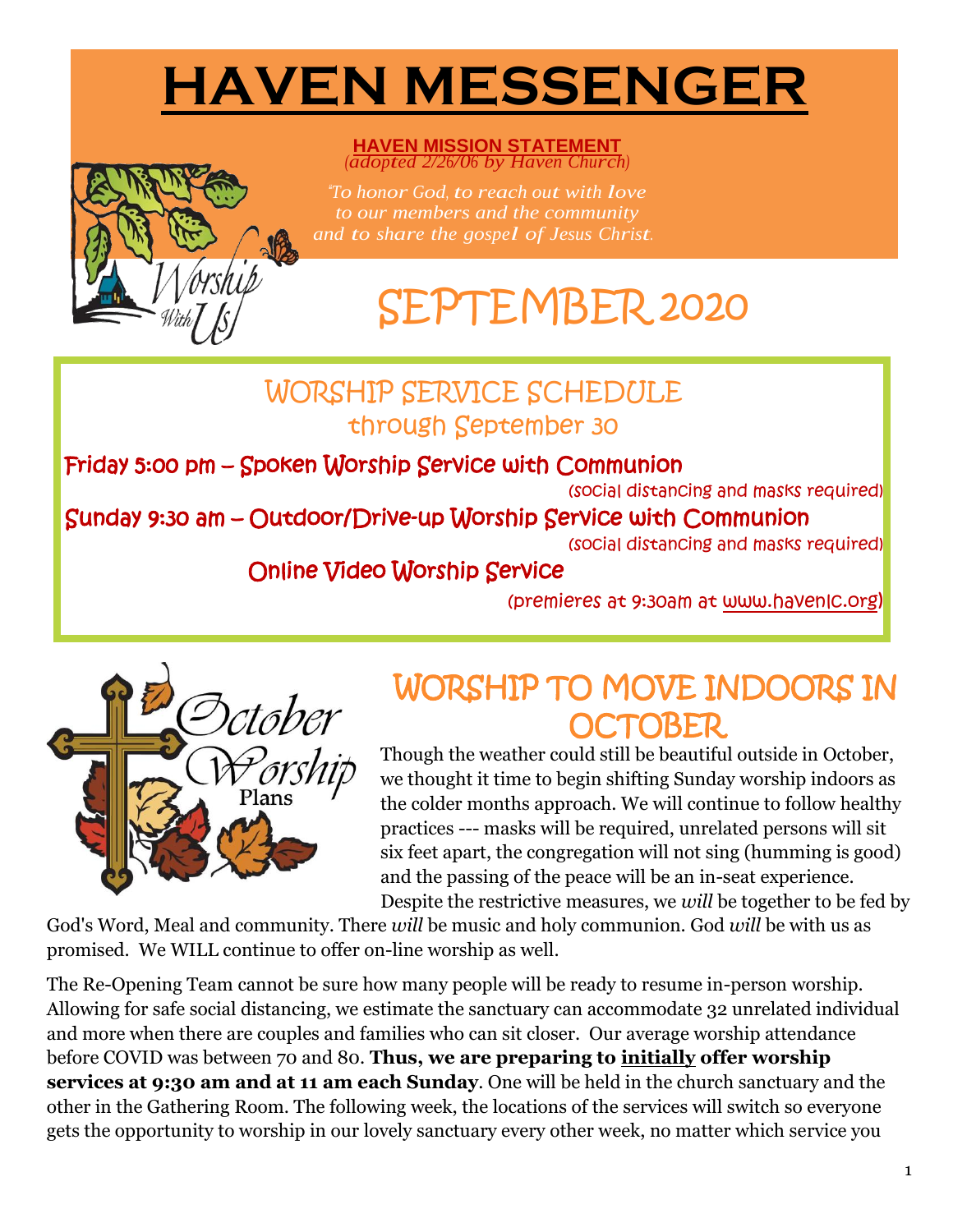# HAVEN MESSENGER

**HAVEN MISSION STATEMENT**
*(adopted 2/26/06 by Haven Church)*

*"To honor God, to reach out with love to our members and the community and to share the gospel of Jesus Christ.*

# SEPTEMBER 2020

## WORSHIP SERVICE SCHEDULE
### through September 30

**Friday 5:00 pm – Spoken Worship Service with Communion**
(social distancing and masks required)

**Sunday 9:30 am – Outdoor/Drive-up Worship Service with Communion**
(social distancing and masks required)

**Online Video Worship Service**
(premieres at 9:30am at www.havenlc.org)

## WORSHIP TO MOVE INDOORS IN OCTOBER

Though the weather could still be beautiful outside in October, we thought it time to begin shifting Sunday worship indoors as the colder months approach. We will continue to follow healthy practices --- masks will be required, unrelated persons will sit six feet apart, the congregation will not sing (humming is good) and the passing of the peace will be an in-seat experience. Despite the restrictive measures, we *will* be together to be fed by God's Word, Meal and community. There *will* be music and holy communion. God *will* be with us as promised. We WILL continue to offer on-line worship as well.

The Re-Opening Team cannot be sure how many people will be ready to resume in-person worship. Allowing for safe social distancing, we estimate the sanctuary can accommodate 32 unrelated individual and more when there are couples and families who can sit closer. Our average worship attendance before COVID was between 70 and 80. **Thus, we are preparing to <u>initially</u> offer worship services at 9:30 am and at 11 am each Sunday**. One will be held in the church sanctuary and the other in the Gathering Room. The following week, the locations of the services will switch so everyone gets the opportunity to worship in our lovely sanctuary every other week, no matter which service you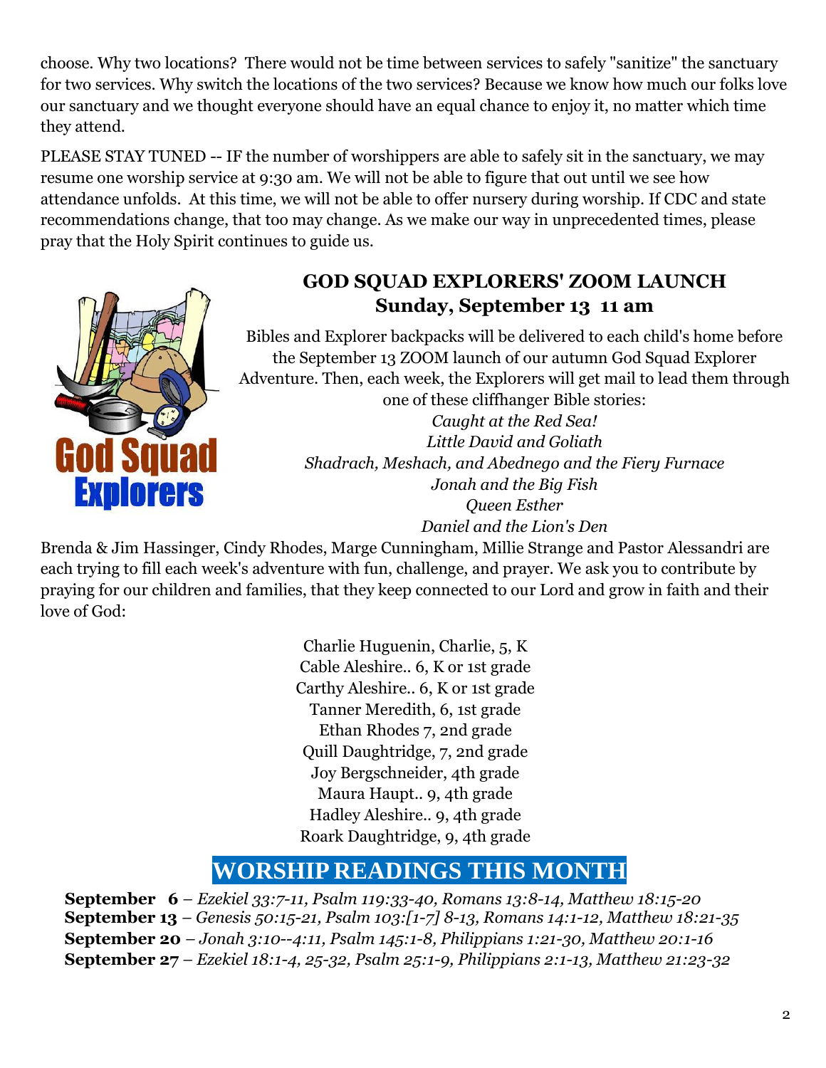choose. Why two locations? There would not be time between services to safely "sanitize" the sanctuary for two services. Why switch the locations of the two services? Because we know how much our folks love our sanctuary and we thought everyone should have an equal chance to enjoy it, no matter which time they attend.

PLEASE STAY TUNED -- IF the number of worshippers are able to safely sit in the sanctuary, we may resume one worship service at 9:30 am. We will not be able to figure that out until we see how attendance unfolds. At this time, we will not be able to offer nursery during worship. If CDC and state recommendations change, that too may change. As we make our way in unprecedented times, please pray that the Holy Spirit continues to guide us.

## GOD SQUAD EXPLORERS' ZOOM LAUNCH
## Sunday, September 13 11 am

Bibles and Explorer backpacks will be delivered to each child's home before the September 13 ZOOM launch of our autumn God Squad Explorer Adventure. Then, each week, the Explorers will get mail to lead them through one of these cliffhanger Bible stories:

*Caught at the Red Sea!*
*Little David and Goliath*
*Shadrach, Meshach, and Abednego and the Fiery Furnace*
*Jonah and the Big Fish*
*Queen Esther*
*Daniel and the Lion's Den*

Brenda & Jim Hassinger, Cindy Rhodes, Marge Cunningham, Millie Strange and Pastor Alessandri are each trying to fill each week's adventure with fun, challenge, and prayer. We ask you to contribute by praying for our children and families, that they keep connected to our Lord and grow in faith and their love of God:

Charlie Huguenin, Charlie, 5, K
Cable Aleshire.. 6, K or 1st grade
Carthy Aleshire.. 6, K or 1st grade
Tanner Meredith, 6, 1st grade
Ethan Rhodes 7, 2nd grade
Quill Daughtridge, 7, 2nd grade
Joy Bergschneider, 4th grade
Maura Haupt.. 9, 4th grade
Hadley Aleshire.. 9, 4th grade
Roark Daughtridge, 9, 4th grade

## WORSHIP READINGS THIS MONTH

**September 6** – *Ezekiel 33:7-11, Psalm 119:33-40, Romans 13:8-14, Matthew 18:15-20*
**September 13** – *Genesis 50:15-21, Psalm 103:[1-7] 8-13, Romans 14:1-12, Matthew 18:21-35*
**September 20** – *Jonah 3:10--4:11, Psalm 145:1-8, Philippians 1:21-30, Matthew 20:1-16*
**September 27** – *Ezekiel 18:1-4, 25-32, Psalm 25:1-9, Philippians 2:1-13, Matthew 21:23-32*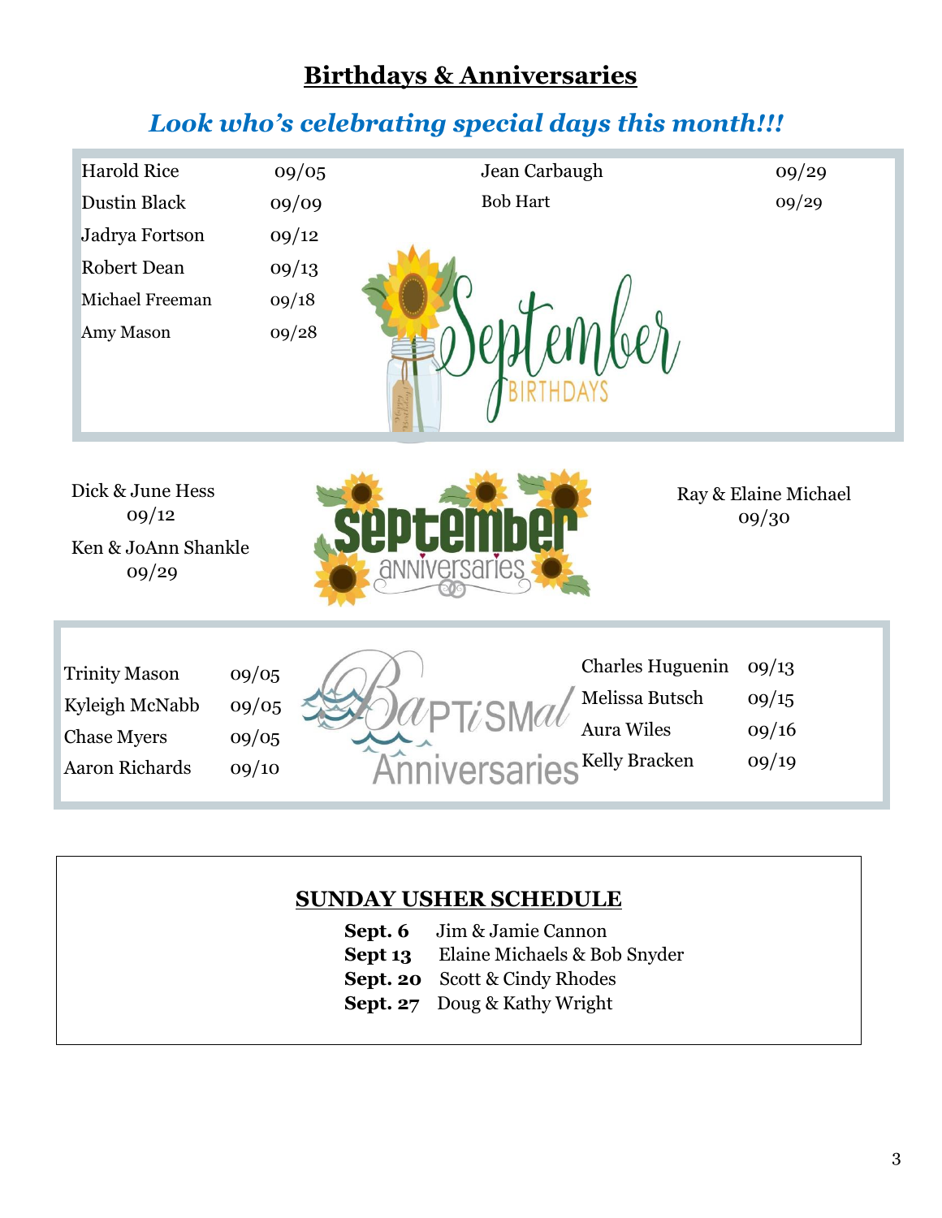## Birthdays & Anniversaries

### *Look who's celebrating special days this month!!!*

**September Birthdays**

| Name | Date |
|---|---|
| Harold Rice | 09/05 |
| Dustin Black | 09/09 |
| Jadrya Fortson | 09/12 |
| Robert Dean | 09/13 |
| Michael Freeman | 09/18 |
| Amy Mason | 09/28 |
| Jean Carbaugh | 09/29 |
| Bob Hart | 09/29 |

**September Anniversaries**

Dick & June Hess
09/12

Ken & JoAnn Shankle
09/29

Ray & Elaine Michael
09/30

**Baptismal Anniversaries**

| Name | Date |
|---|---|
| Trinity Mason | 09/05 |
| Kyleigh McNabb | 09/05 |
| Chase Myers | 09/05 |
| Aaron Richards | 09/10 |
| Charles Huguenin | 09/13 |
| Melissa Butsch | 09/15 |
| Aura Wiles | 09/16 |
| Kelly Bracken | 09/19 |

## SUNDAY USHER SCHEDULE

**Sept. 6** Jim & Jamie Cannon
**Sept 13** Elaine Michaels & Bob Snyder
**Sept. 20** Scott & Cindy Rhodes
**Sept. 27** Doug & Kathy Wright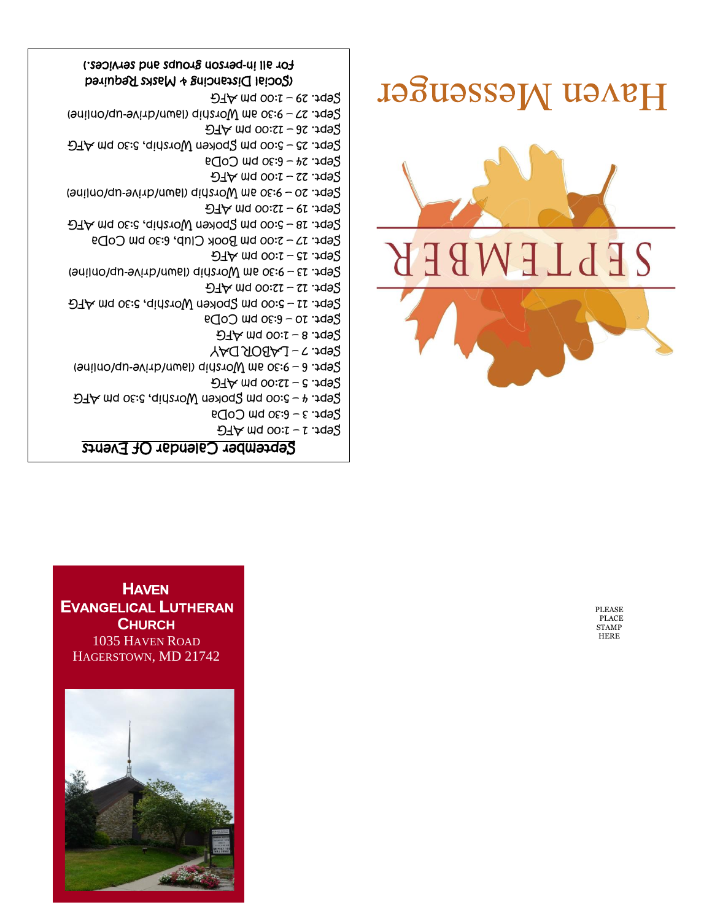## September Calendar Of Events

Sept. 1 – 1:00 pm AFG
Sept. 3 – 6:30 pm CoDa
Sept. 4 – 5:00 pm Spoken Worship, 5:30 pm AFG
Sept. 5 – 12:00 pm AFG
Sept. 6 – 9:30 am Worship (lawn/drive-up/online)
Sept. 7 – LABOR DAY
Sept. 8 – 1:00 pm AFG
Sept. 10 – 6:30 pm CoDa
Sept. 11 – 5:00 pm Spoken Worship, 5:30 pm AFG
Sept. 12 – 12:00 pm AFG
Sept. 13 – 9:30 am Worship (lawn/drive-up/online)
Sept. 15 – 1:00 pm AFG
Sept. 17 – 2:00 pm Book Club, 6:30 pm CoDa
Sept. 18 – 5:00 pm Spoken Worship, 5:30 pm AFG
Sept. 19 – 12:00 pm AFG
Sept. 20 – 9:30 am Worship (lawn/drive-up/online)
Sept. 22 – 1:00 pm AFG
Sept. 24 – 6:30 pm CoDa
Sept. 25 – 5:00 pm Spoken Worship, 5:30 pm AFG
Sept. 26 – 12:00 pm AFG
Sept. 27 – 9:30 am Worship (lawn/drive-up/online)
Sept. 29 – 1:00 pm AFG

(Social Distancing + Masks Required for all in-person groups and services.)

# Haven Messenger

SEPTEMBER

**HAVEN EVANGELICAL LUTHERAN CHURCH**
1035 HAVEN ROAD
HAGERSTOWN, MD 21742

PLEASE PLACE STAMP HERE